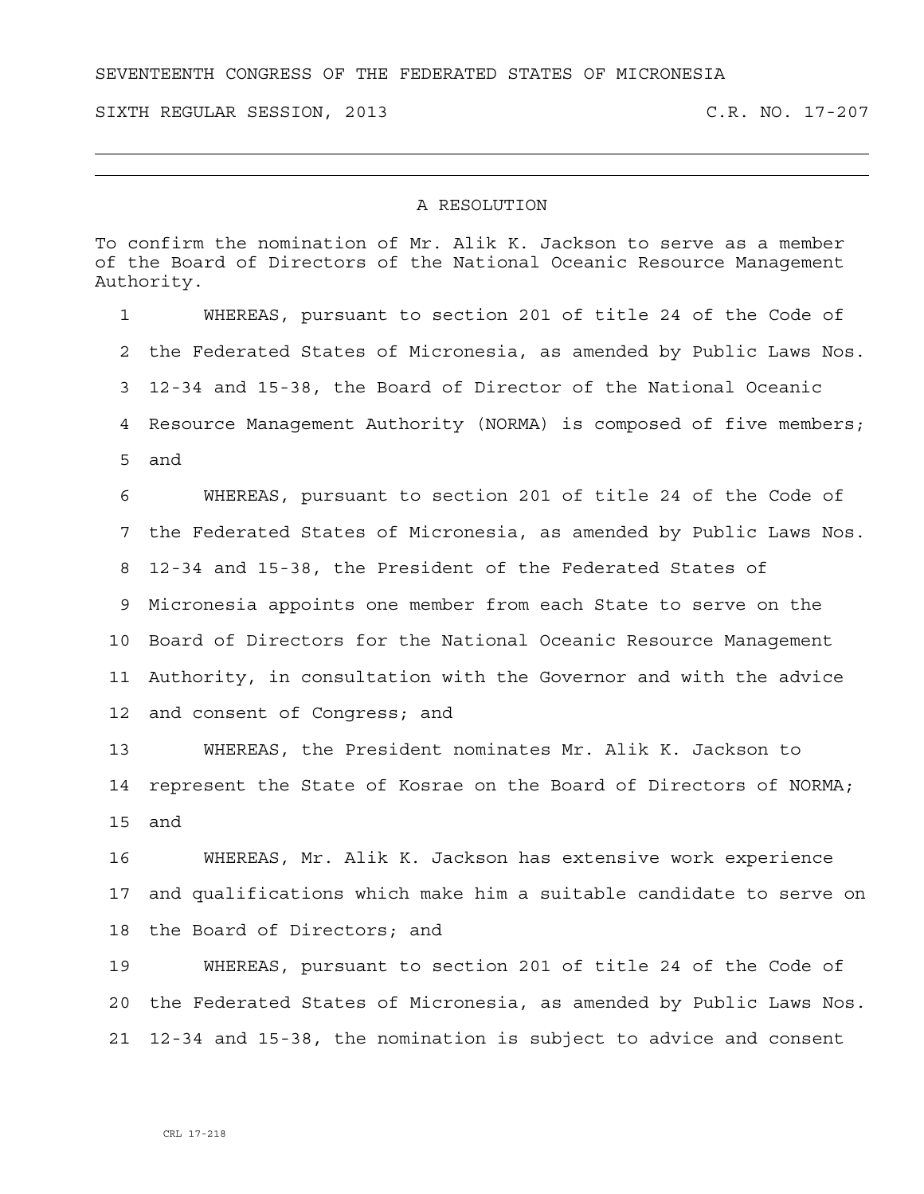SEVENTEENTH CONGRESS OF THE FEDERATED STATES OF MICRONESIA

SIXTH REGULAR SESSION, 2013 C.R. NO. 17-207

---

# A RESOLUTION

To confirm the nomination of Mr. Alik K. Jackson to serve as a member of the Board of Directors of the National Oceanic Resource Management Authority.

WHEREAS, pursuant to section 201 of title 24 of the Code of the Federated States of Micronesia, as amended by Public Laws Nos. 12-34 and 15-38, the Board of Director of the National Oceanic Resource Management Authority (NORMA) is composed of five members; and

WHEREAS, pursuant to section 201 of title 24 of the Code of the Federated States of Micronesia, as amended by Public Laws Nos. 12-34 and 15-38, the President of the Federated States of Micronesia appoints one member from each State to serve on the Board of Directors for the National Oceanic Resource Management Authority, in consultation with the Governor and with the advice and consent of Congress; and

WHEREAS, the President nominates Mr. Alik K. Jackson to represent the State of Kosrae on the Board of Directors of NORMA; and

WHEREAS, Mr. Alik K. Jackson has extensive work experience and qualifications which make him a suitable candidate to serve on the Board of Directors; and

WHEREAS, pursuant to section 201 of title 24 of the Code of the Federated States of Micronesia, as amended by Public Laws Nos. 12-34 and 15-38, the nomination is subject to advice and consent

CRL 17-218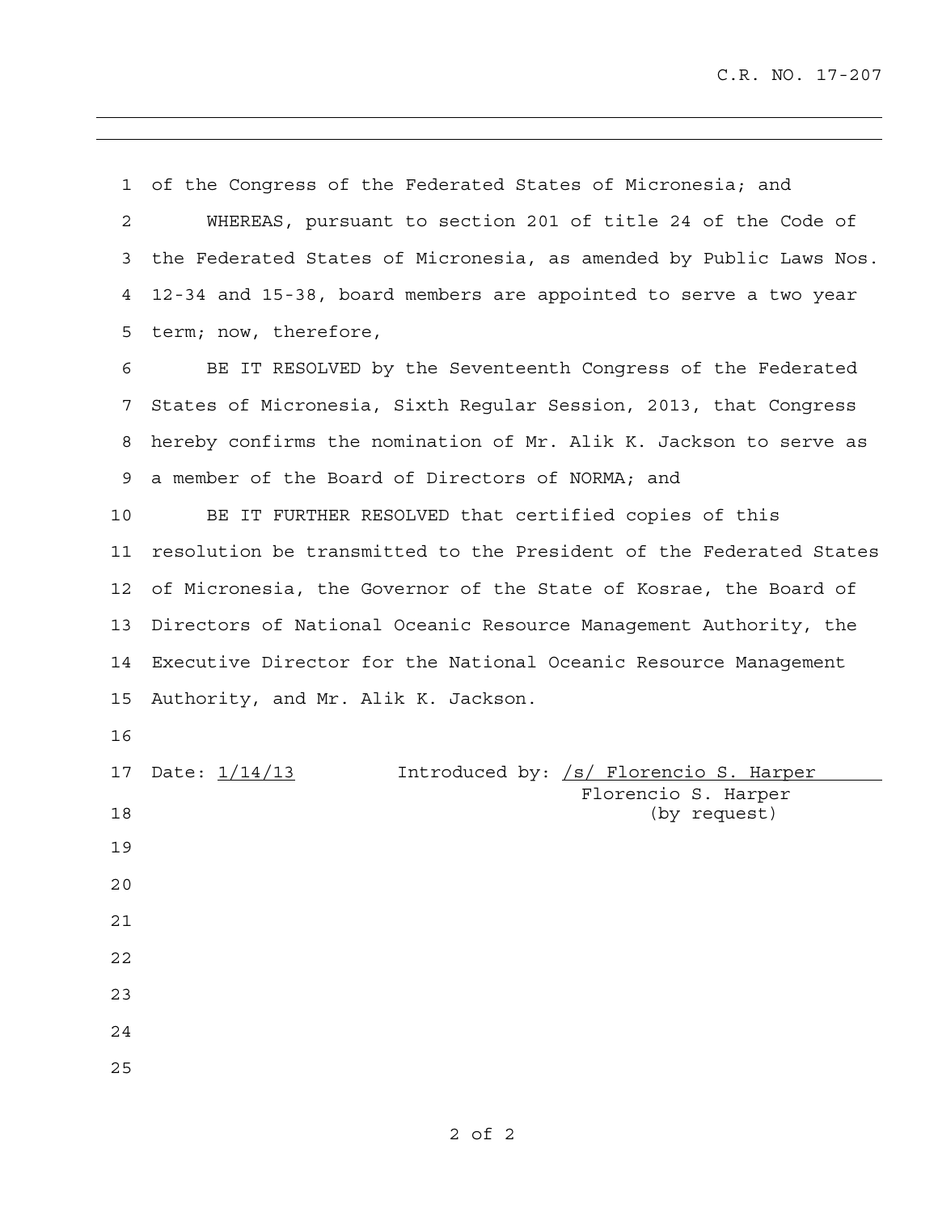of the Congress of the Federated States of Micronesia; and

WHEREAS, pursuant to section 201 of title 24 of the Code of the Federated States of Micronesia, as amended by Public Laws Nos. 12-34 and 15-38, board members are appointed to serve a two year term; now, therefore,

BE IT RESOLVED by the Seventeenth Congress of the Federated States of Micronesia, Sixth Regular Session, 2013, that Congress hereby confirms the nomination of Mr. Alik K. Jackson to serve as a member of the Board of Directors of NORMA; and

BE IT FURTHER RESOLVED that certified copies of this resolution be transmitted to the President of the Federated States of Micronesia, the Governor of the State of Kosrae, the Board of Directors of National Oceanic Resource Management Authority, the Executive Director for the National Oceanic Resource Management Authority, and Mr. Alik K. Jackson.

Date: 1/14/13

Introduced by: /s/ Florencio S. Harper
Florencio S. Harper
(by request)